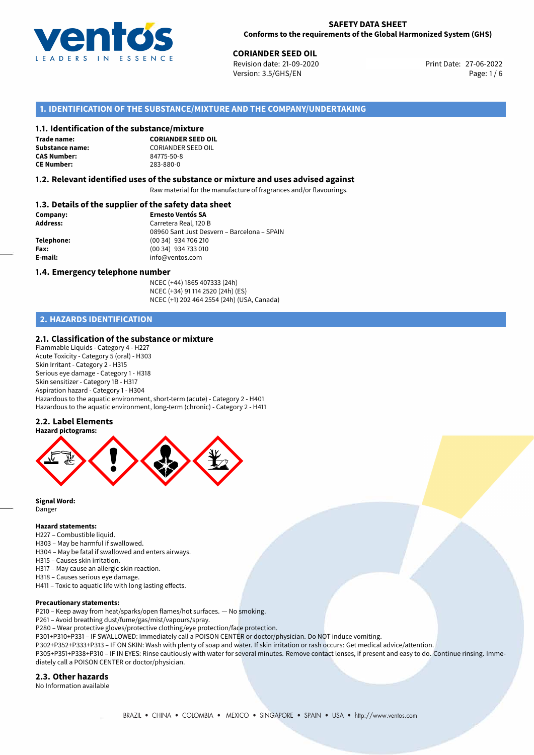**SAFETY DATA SHEET**
**Conforms to the requirements of the Global Harmonized System (GHS)**

**CORIANDER SEED OIL**
Revision date: 21-09-2020
Version: 3.5/GHS/EN
Print Date: 27-06-2022

## 1. IDENTIFICATION OF THE SUBSTANCE/MIXTURE AND THE COMPANY/UNDERTAKING

### 1.1. Identification of the substance/mixture

**Trade name:** **CORIANDER SEED OIL**
**Substance name:** CORIANDER SEED OIL
**CAS Number:** 84775-50-8
**CE Number:** 283-880-0

### 1.2. Relevant identified uses of the substance or mixture and uses advised against

Raw material for the manufacture of fragrances and/or flavourings.

### 1.3. Details of the supplier of the safety data sheet

**Company:** **Ernesto Ventós SA**
**Address:** Carretera Real, 120 B
08960 Sant Just Desvern – Barcelona – SPAIN
**Telephone:** (00 34) 934 706 210
**Fax:** (00 34) 934 733 010
**E-mail:** info@ventos.com

### 1.4. Emergency telephone number

NCEC (+44) 1865 407333 (24h)
NCEC (+34) 91 114 2520 (24h) (ES)
NCEC (+1) 202 464 2554 (24h) (USA, Canada)

## 2. HAZARDS IDENTIFICATION

### 2.1. Classification of the substance or mixture

Flammable Liquids - Category 4 - H227
Acute Toxicity - Category 5 (oral) - H303
Skin Irritant - Category 2 - H315
Serious eye damage - Category 1 - H318
Skin sensitizer - Category 1B - H317
Aspiration hazard - Category 1 - H304
Hazardous to the aquatic environment, short-term (acute) - Category 2 - H401
Hazardous to the aquatic environment, long-term (chronic) - Category 2 - H411

### 2.2. Label Elements

**Hazard pictograms:**

**Signal Word:**
Danger

**Hazard statements:**
H227 – Combustible liquid.
H303 – May be harmful if swallowed.
H304 – May be fatal if swallowed and enters airways.
H315 – Causes skin irritation.
H317 – May cause an allergic skin reaction.
H318 – Causes serious eye damage.
H411 – Toxic to aquatic life with long lasting effects.

**Precautionary statements:**
P210 – Keep away from heat/sparks/open flames/hot surfaces. — No smoking.
P261 – Avoid breathing dust/fume/gas/mist/vapours/spray.
P280 – Wear protective gloves/protective clothing/eye protection/face protection.
P301+P310+P331 – IF SWALLOWED: Immediately call a POISON CENTER or doctor/physician. Do NOT induce vomiting.
P302+P352+P333+P313 – IF ON SKIN: Wash with plenty of soap and water. If skin irritation or rash occurs: Get medical advice/attention.
P305+P351+P338+P310 – IF IN EYES: Rinse cautiously with water for several minutes. Remove contact lenses, if present and easy to do. Continue rinsing. Immediately call a POISON CENTER or doctor/physician.

### 2.3. Other hazards

No Information available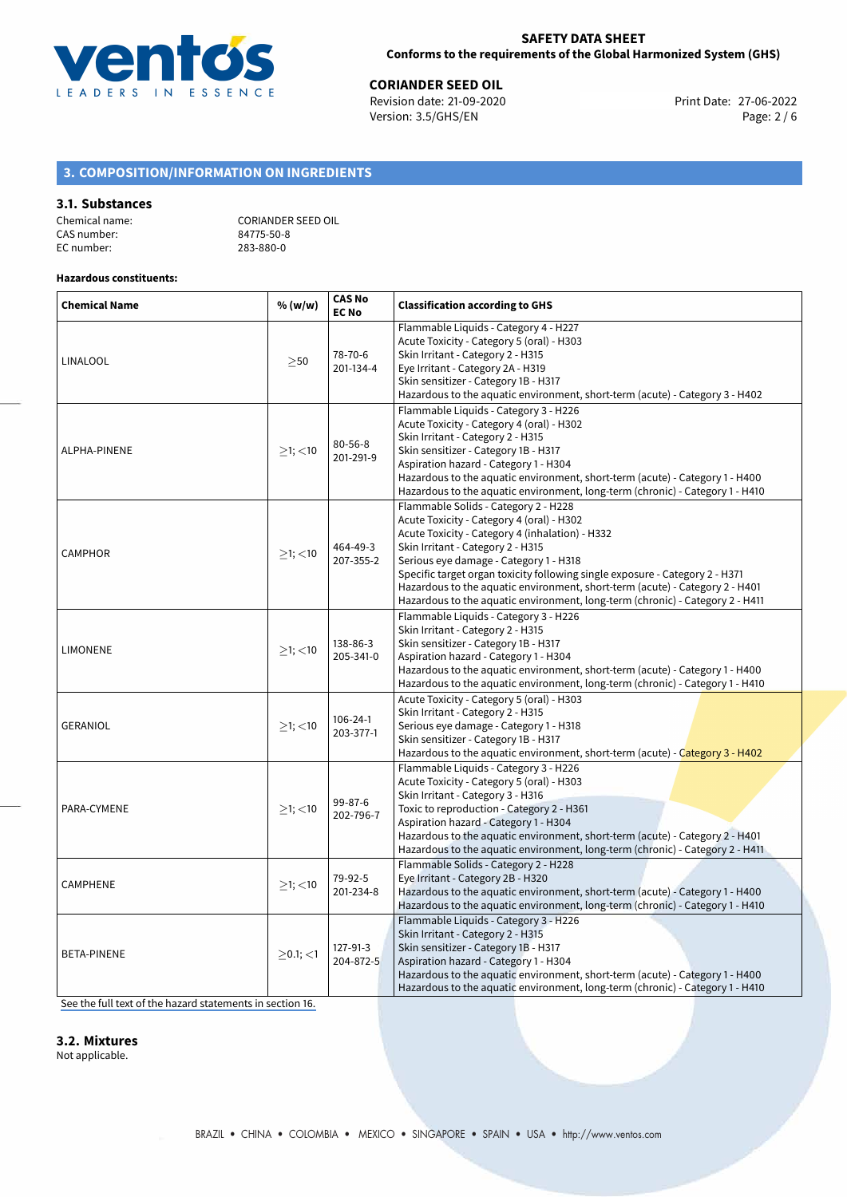## 3. COMPOSITION/INFORMATION ON INGREDIENTS

### 3.1. Substances

Chemical name: CORIANDER SEED OIL
CAS number: 84775-50-8
EC number: 283-880-0

**Hazardous constituents:**

| Chemical Name | % (w/w) | CAS No EC No | Classification according to GHS |
|---|---|---|---|
| LINALOOL | ≥50 | 78-70-6 201-134-4 | Flammable Liquids - Category 4 - H227<br>Acute Toxicity - Category 5 (oral) - H303<br>Skin Irritant - Category 2 - H315<br>Eye Irritant - Category 2A - H319<br>Skin sensitizer - Category 1B - H317<br>Hazardous to the aquatic environment, short-term (acute) - Category 3 - H402 |
| ALPHA-PINENE | ≥1; <10 | 80-56-8 201-291-9 | Flammable Liquids - Category 3 - H226<br>Acute Toxicity - Category 4 (oral) - H302<br>Skin Irritant - Category 2 - H315<br>Skin sensitizer - Category 1B - H317<br>Aspiration hazard - Category 1 - H304<br>Hazardous to the aquatic environment, short-term (acute) - Category 1 - H400<br>Hazardous to the aquatic environment, long-term (chronic) - Category 1 - H410 |
| CAMPHOR | ≥1; <10 | 464-49-3 207-355-2 | Flammable Solids - Category 2 - H228<br>Acute Toxicity - Category 4 (oral) - H302<br>Acute Toxicity - Category 4 (inhalation) - H332<br>Skin Irritant - Category 2 - H315<br>Serious eye damage - Category 1 - H318<br>Specific target organ toxicity following single exposure - Category 2 - H371<br>Hazardous to the aquatic environment, short-term (acute) - Category 2 - H401<br>Hazardous to the aquatic environment, long-term (chronic) - Category 2 - H411 |
| LIMONENE | ≥1; <10 | 138-86-3 205-341-0 | Flammable Liquids - Category 3 - H226<br>Skin Irritant - Category 2 - H315<br>Skin sensitizer - Category 1B - H317<br>Aspiration hazard - Category 1 - H304<br>Hazardous to the aquatic environment, short-term (acute) - Category 1 - H400<br>Hazardous to the aquatic environment, long-term (chronic) - Category 1 - H410 |
| GERANIOL | ≥1; <10 | 106-24-1 203-377-1 | Acute Toxicity - Category 5 (oral) - H303<br>Skin Irritant - Category 2 - H315<br>Serious eye damage - Category 1 - H318<br>Skin sensitizer - Category 1B - H317<br>Hazardous to the aquatic environment, short-term (acute) - Category 3 - H402 |
| PARA-CYMENE | ≥1; <10 | 99-87-6 202-796-7 | Flammable Liquids - Category 3 - H226<br>Acute Toxicity - Category 5 (oral) - H303<br>Skin Irritant - Category 3 - H316<br>Toxic to reproduction - Category 2 - H361<br>Aspiration hazard - Category 1 - H304<br>Hazardous to the aquatic environment, short-term (acute) - Category 2 - H401<br>Hazardous to the aquatic environment, long-term (chronic) - Category 2 - H411 |
| CAMPHENE | ≥1; <10 | 79-92-5 201-234-8 | Flammable Solids - Category 2 - H228<br>Eye Irritant - Category 2B - H320<br>Hazardous to the aquatic environment, short-term (acute) - Category 1 - H400<br>Hazardous to the aquatic environment, long-term (chronic) - Category 1 - H410 |
| BETA-PINENE | ≥0.1; <1 | 127-91-3 204-872-5 | Flammable Liquids - Category 3 - H226<br>Skin Irritant - Category 2 - H315<br>Skin sensitizer - Category 1B - H317<br>Aspiration hazard - Category 1 - H304<br>Hazardous to the aquatic environment, short-term (acute) - Category 1 - H400<br>Hazardous to the aquatic environment, long-term (chronic) - Category 1 - H410 |

See the full text of the hazard statements in section 16.

### 3.2. Mixtures

Not applicable.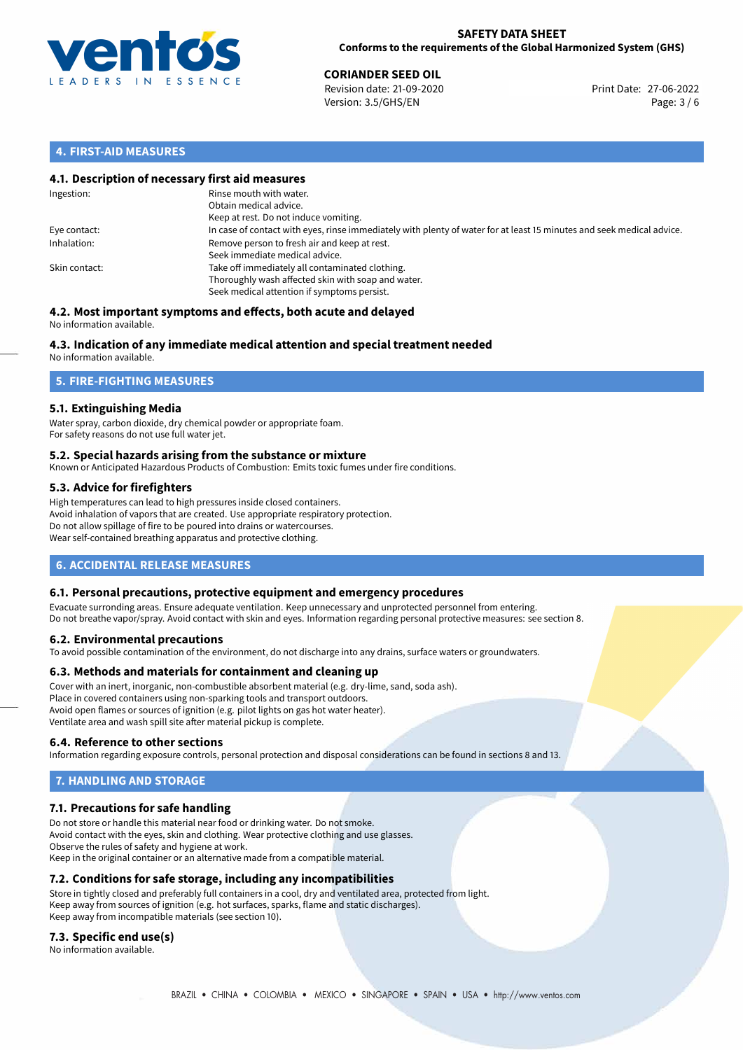## 4. FIRST-AID MEASURES

### 4.1. Description of necessary first aid measures

| | |
|---|---|
| Ingestion: | Rinse mouth with water.<br>Obtain medical advice.<br>Keep at rest. Do not induce vomiting. |
| Eye contact: | In case of contact with eyes, rinse immediately with plenty of water for at least 15 minutes and seek medical advice. |
| Inhalation: | Remove person to fresh air and keep at rest.<br>Seek immediate medical advice. |
| Skin contact: | Take off immediately all contaminated clothing.<br>Thoroughly wash affected skin with soap and water.<br>Seek medical attention if symptoms persist. |

### 4.2. Most important symptoms and effects, both acute and delayed

No information available.

### 4.3. Indication of any immediate medical attention and special treatment needed

No information available.

## 5. FIRE-FIGHTING MEASURES

### 5.1. Extinguishing Media

Water spray, carbon dioxide, dry chemical powder or appropriate foam.
For safety reasons do not use full water jet.

### 5.2. Special hazards arising from the substance or mixture

Known or Anticipated Hazardous Products of Combustion: Emits toxic fumes under fire conditions.

### 5.3. Advice for firefighters

High temperatures can lead to high pressures inside closed containers.
Avoid inhalation of vapors that are created. Use appropriate respiratory protection.
Do not allow spillage of fire to be poured into drains or watercourses.
Wear self-contained breathing apparatus and protective clothing.

## 6. ACCIDENTAL RELEASE MEASURES

### 6.1. Personal precautions, protective equipment and emergency procedures

Evacuate surronding areas. Ensure adequate ventilation. Keep unnecessary and unprotected personnel from entering.
Do not breathe vapor/spray. Avoid contact with skin and eyes. Information regarding personal protective measures: see section 8.

### 6.2. Environmental precautions

To avoid possible contamination of the environment, do not discharge into any drains, surface waters or groundwaters.

### 6.3. Methods and materials for containment and cleaning up

Cover with an inert, inorganic, non-combustible absorbent material (e.g. dry-lime, sand, soda ash).
Place in covered containers using non-sparking tools and transport outdoors.
Avoid open flames or sources of ignition (e.g. pilot lights on gas hot water heater).
Ventilate area and wash spill site after material pickup is complete.

### 6.4. Reference to other sections

Information regarding exposure controls, personal protection and disposal considerations can be found in sections 8 and 13.

## 7. HANDLING AND STORAGE

### 7.1. Precautions for safe handling

Do not store or handle this material near food or drinking water. Do not smoke.
Avoid contact with the eyes, skin and clothing. Wear protective clothing and use glasses.
Observe the rules of safety and hygiene at work.
Keep in the original container or an alternative made from a compatible material.

### 7.2. Conditions for safe storage, including any incompatibilities

Store in tightly closed and preferably full containers in a cool, dry and ventilated area, protected from light.
Keep away from sources of ignition (e.g. hot surfaces, sparks, flame and static discharges).
Keep away from incompatible materials (see section 10).

### 7.3. Specific end use(s)

No information available.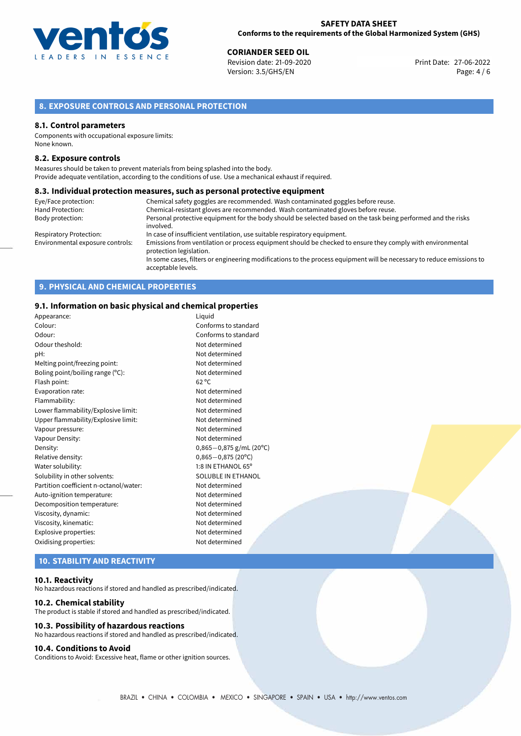## 8. EXPOSURE CONTROLS AND PERSONAL PROTECTION

### 8.1. Control parameters

Components with occupational exposure limits:
None known.

### 8.2. Exposure controls

Measures should be taken to prevent materials from being splashed into the body.
Provide adequate ventilation, according to the conditions of use. Use a mechanical exhaust if required.

### 8.3. Individual protection measures, such as personal protective equipment

| | |
|---|---|
| Eye/Face protection: | Chemical safety goggles are recommended. Wash contaminated goggles before reuse. |
| Hand Protection: | Chemical-resistant gloves are recommended. Wash contaminated gloves before reuse. |
| Body protection: | Personal protective equipment for the body should be selected based on the task being performed and the risks involved. |
| Respiratory Protection: | In case of insufficient ventilation, use suitable respiratory equipment. |
| Environmental exposure controls: | Emissions from ventilation or process equipment should be checked to ensure they comply with environmental protection legislation. In some cases, filters or engineering modifications to the process equipment will be necessary to reduce emissions to acceptable levels. |

## 9. PHYSICAL AND CHEMICAL PROPERTIES

### 9.1. Information on basic physical and chemical properties

| | |
|---|---|
| Appearance: | Liquid |
| Colour: | Conforms to standard |
| Odour: | Conforms to standard |
| Odour theshold: | Not determined |
| pH: | Not determined |
| Melting point/freezing point: | Not determined |
| Boling point/boiling range (°C): | Not determined |
| Flash point: | 62 °C |
| Evaporation rate: | Not determined |
| Flammability: | Not determined |
| Lower flammability/Explosive limit: | Not determined |
| Upper flammability/Explosive limit: | Not determined |
| Vapour pressure: | Not determined |
| Vapour Density: | Not determined |
| Density: | 0,865−0,875 g/mL (20°C) |
| Relative density: | 0,865−0,875 (20°C) |
| Water solubility: | 1:8 IN ETHANOL 65° |
| Solubility in other solvents: | SOLUBLE IN ETHANOL |
| Partition coefficient n-octanol/water: | Not determined |
| Auto-ignition temperature: | Not determined |
| Decomposition temperature: | Not determined |
| Viscosity, dynamic: | Not determined |
| Viscosity, kinematic: | Not determined |
| Explosive properties: | Not determined |
| Oxidising properties: | Not determined |

## 10. STABILITY AND REACTIVITY

### 10.1. Reactivity

No hazardous reactions if stored and handled as prescribed/indicated.

### 10.2. Chemical stability

The product is stable if stored and handled as prescribed/indicated.

### 10.3. Possibility of hazardous reactions

No hazardous reactions if stored and handled as prescribed/indicated.

### 10.4. Conditions to Avoid

Conditions to Avoid: Excessive heat, flame or other ignition sources.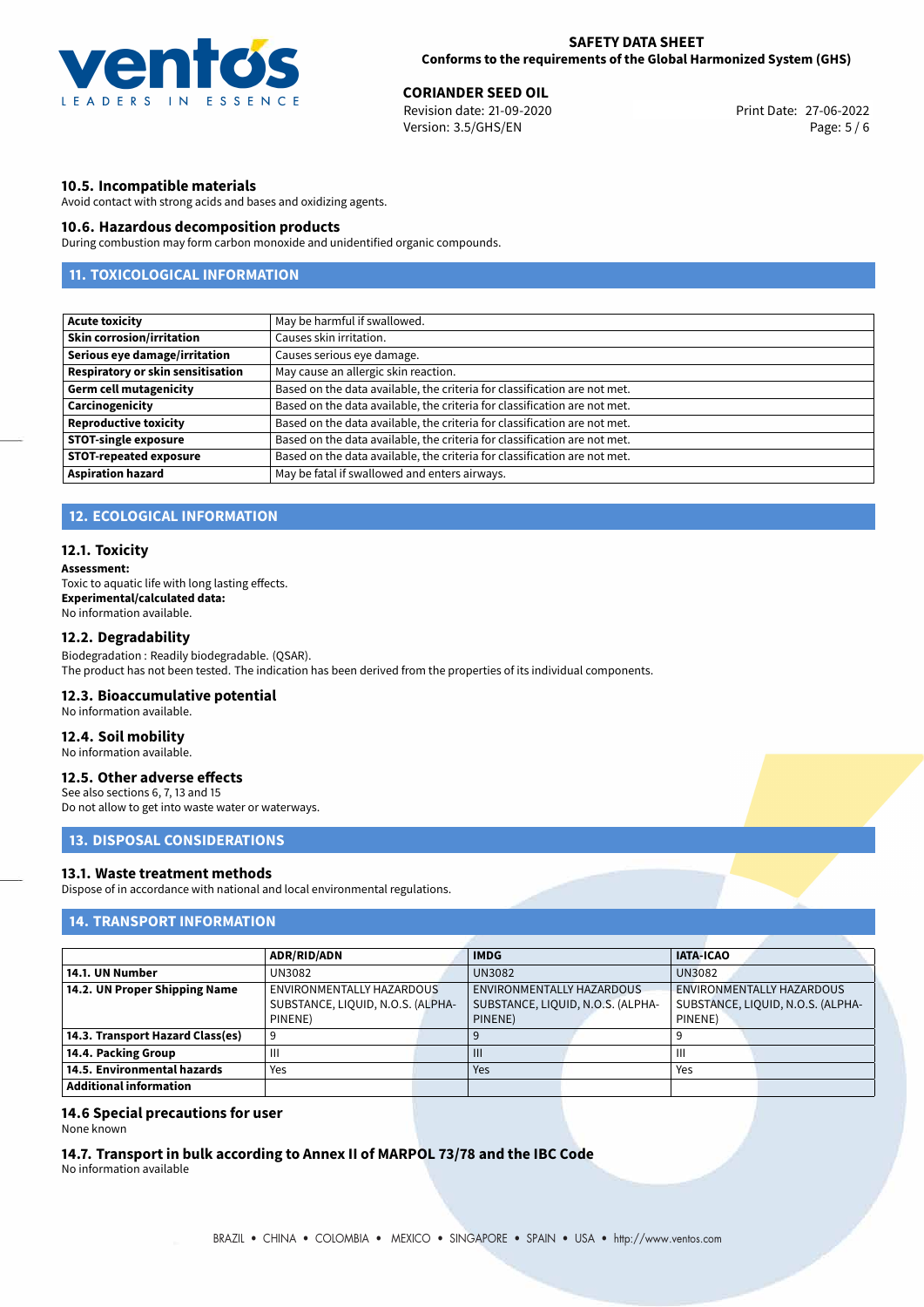### 10.5. Incompatible materials

Avoid contact with strong acids and bases and oxidizing agents.

### 10.6. Hazardous decomposition products

During combustion may form carbon monoxide and unidentified organic compounds.

## 11. TOXICOLOGICAL INFORMATION

| | |
|---|---|
| **Acute toxicity** | May be harmful if swallowed. |
| **Skin corrosion/irritation** | Causes skin irritation. |
| **Serious eye damage/irritation** | Causes serious eye damage. |
| **Respiratory or skin sensitisation** | May cause an allergic skin reaction. |
| **Germ cell mutagenicity** | Based on the data available, the criteria for classification are not met. |
| **Carcinogenicity** | Based on the data available, the criteria for classification are not met. |
| **Reproductive toxicity** | Based on the data available, the criteria for classification are not met. |
| **STOT-single exposure** | Based on the data available, the criteria for classification are not met. |
| **STOT-repeated exposure** | Based on the data available, the criteria for classification are not met. |
| **Aspiration hazard** | May be fatal if swallowed and enters airways. |

## 12. ECOLOGICAL INFORMATION

### 12.1. Toxicity

**Assessment:**
Toxic to aquatic life with long lasting effects.
**Experimental/calculated data:**
No information available.

### 12.2. Degradability

Biodegradation : Readily biodegradable. (QSAR).
The product has not been tested. The indication has been derived from the properties of its individual components.

### 12.3. Bioaccumulative potential

No information available.

### 12.4. Soil mobility

No information available.

### 12.5. Other adverse effects

See also sections 6, 7, 13 and 15
Do not allow to get into waste water or waterways.

## 13. DISPOSAL CONSIDERATIONS

### 13.1. Waste treatment methods

Dispose of in accordance with national and local environmental regulations.

## 14. TRANSPORT INFORMATION

| | ADR/RID/ADN | IMDG | IATA-ICAO |
|---|---|---|---|
| **14.1. UN Number** | UN3082 | UN3082 | UN3082 |
| **14.2. UN Proper Shipping Name** | ENVIRONMENTALLY HAZARDOUS SUBSTANCE, LIQUID, N.O.S. (ALPHA-PINENE) | ENVIRONMENTALLY HAZARDOUS SUBSTANCE, LIQUID, N.O.S. (ALPHA-PINENE) | ENVIRONMENTALLY HAZARDOUS SUBSTANCE, LIQUID, N.O.S. (ALPHA-PINENE) |
| **14.3. Transport Hazard Class(es)** | 9 | 9 | 9 |
| **14.4. Packing Group** | III | III | III |
| **14.5. Environmental hazards** | Yes | Yes | Yes |
| **Additional information** | | | |

### 14.6 Special precautions for user

None known

### 14.7. Transport in bulk according to Annex II of MARPOL 73/78 and the IBC Code

No information available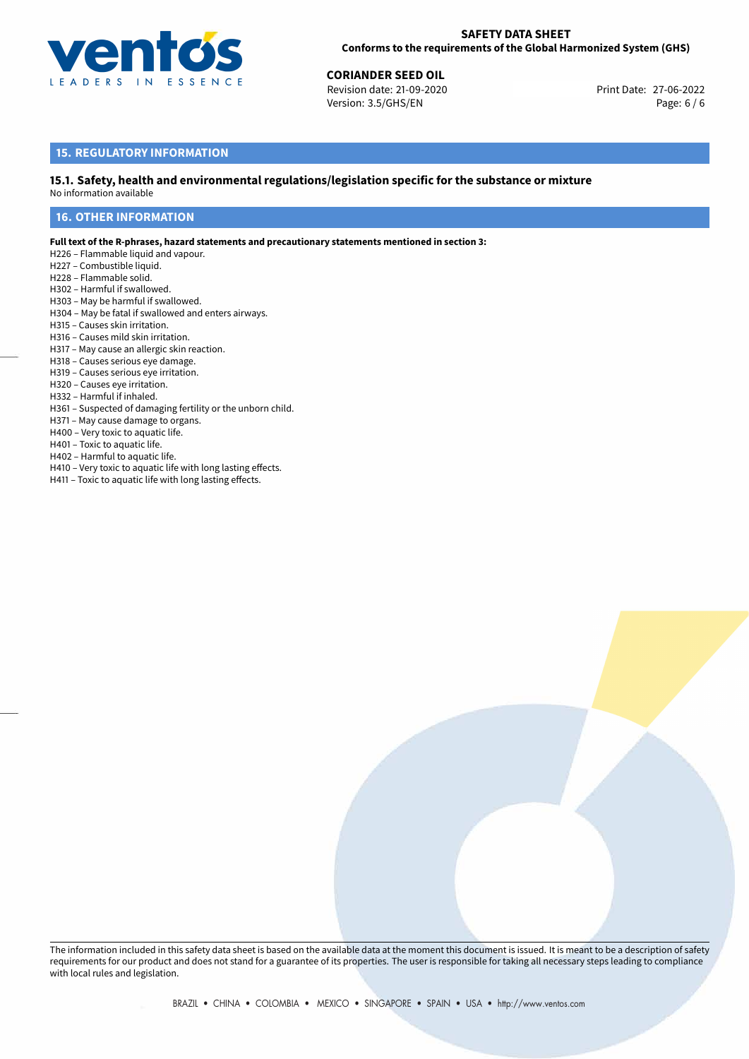## 15. REGULATORY INFORMATION

### 15.1. Safety, health and environmental regulations/legislation specific for the substance or mixture

No information available

## 16. OTHER INFORMATION

**Full text of the R-phrases, hazard statements and precautionary statements mentioned in section 3:**

H226 – Flammable liquid and vapour.
H227 – Combustible liquid.
H228 – Flammable solid.
H302 – Harmful if swallowed.
H303 – May be harmful if swallowed.
H304 – May be fatal if swallowed and enters airways.
H315 – Causes skin irritation.
H316 – Causes mild skin irritation.
H317 – May cause an allergic skin reaction.
H318 – Causes serious eye damage.
H319 – Causes serious eye irritation.
H320 – Causes eye irritation.
H332 – Harmful if inhaled.
H361 – Suspected of damaging fertility or the unborn child.
H371 – May cause damage to organs.
H400 – Very toxic to aquatic life.
H401 – Toxic to aquatic life.
H402 – Harmful to aquatic life.
H410 – Very toxic to aquatic life with long lasting effects.
H411 – Toxic to aquatic life with long lasting effects.

The information included in this safety data sheet is based on the available data at the moment this document is issued. It is meant to be a description of safety requirements for our product and does not stand for a guarantee of its properties. The user is responsible for taking all necessary steps leading to compliance with local rules and legislation.